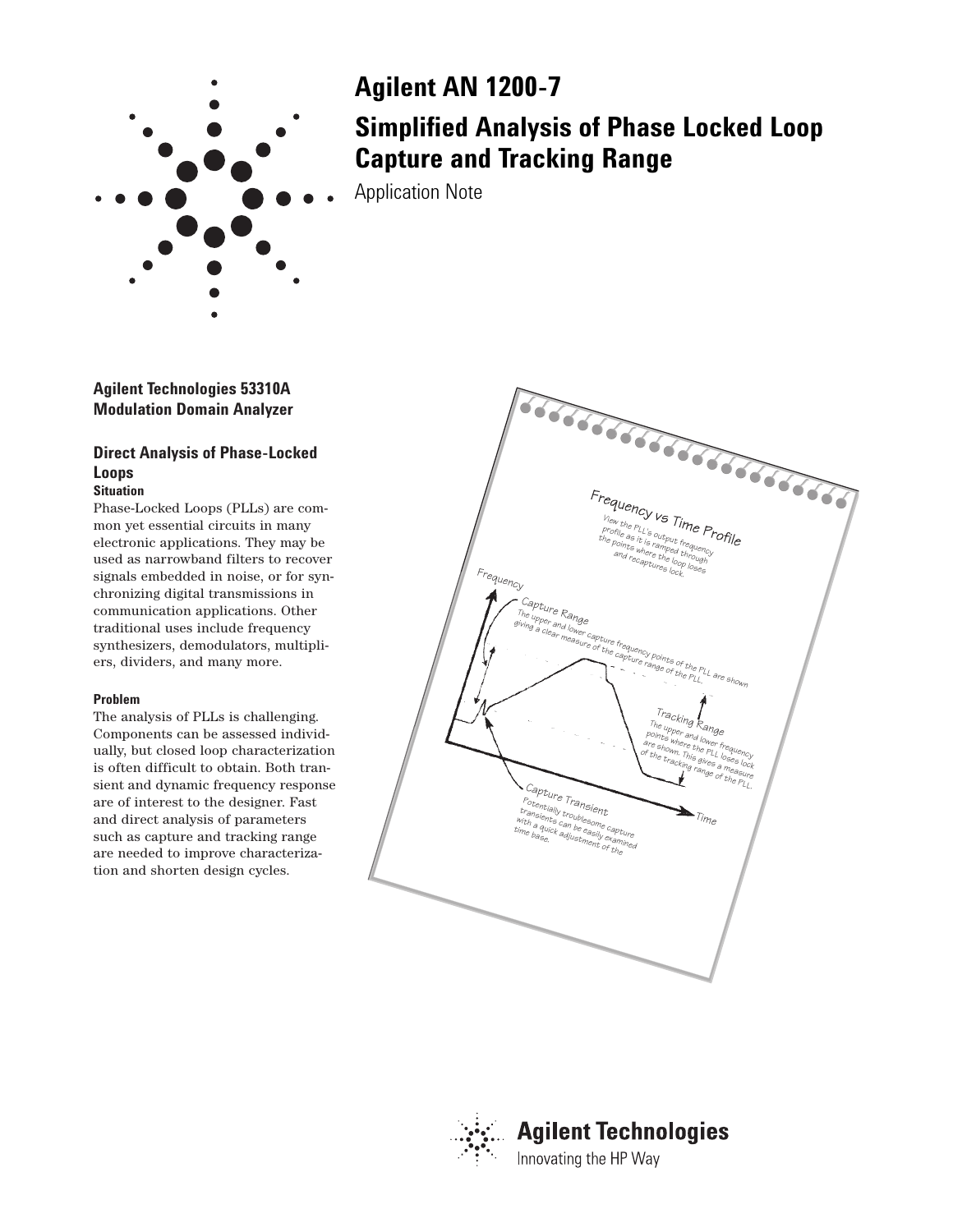// Agilent AN 1200-7

# Simplified Analysis of Phase Locked Loop Capture and Tracking Range

Application Note

## Agilent Technologies 53310A Modulation Domain Analyzer

### Direct Analysis of Phase-Locked Loops

**Situation**

Phase-Locked Loops (PLLs) are common yet essential circuits in many electronic applications. They may be used as narrowband filters to recover signals embedded in noise, or for synchronizing digital transmissions in communication applications. Other traditional uses include frequency synthesizers, demodulators, multipliers, dividers, and many more.

**Problem**

The analysis of PLLs is challenging. Components can be assessed individually, but closed loop characterization is often difficult to obtain. Both transient and dynamic frequency response are of interest to the designer. Fast and direct analysis of parameters such as capture and tracking range are needed to improve characterization and shorten design cycles.

**Frequency vs Time Profile**

View the PLL's output frequency profile as it is ramped through the points where the loop loses and recaptures lock.

Frequency

**Capture Range**

The upper and lower capture frequency points of the PLL are shown giving a clear measure of the capture range of the PLL.

**Tracking Range**

The upper and lower frequency points where the PLL loses lock are shown. This gives a measure of the tracking range of the PLL.

**Capture Transient**

Potentially troublesome capture transients can be easily examined with a quick adjustment of the time base.

Time

Agilent Technologies

Innovating the HP Way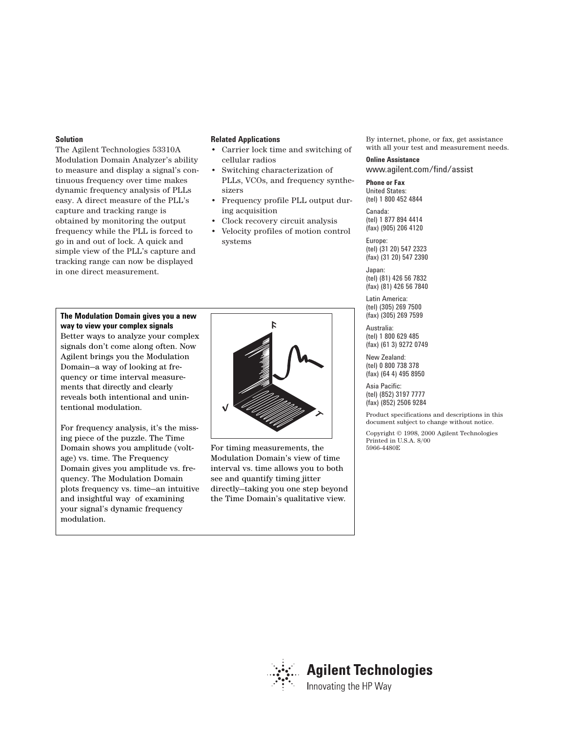**Solution**

The Agilent Technologies 53310A Modulation Domain Analyzer's ability to measure and display a signal's continuous frequency over time makes dynamic frequency analysis of PLLs easy. A direct measure of the PLL's capture and tracking range is obtained by monitoring the output frequency while the PLL is forced to go in and out of lock. A quick and simple view of the PLL's capture and tracking range can now be displayed in one direct measurement.

**Related Applications**

- Carrier lock time and switching of cellular radios
- Switching characterization of PLLs, VCOs, and frequency synthesizers
- Frequency profile PLL output during acquisition
- Clock recovery circuit analysis
- Velocity profiles of motion control systems

**The Modulation Domain gives you a new way to view your complex signals**

Better ways to analyze your complex signals don't come along often. Now Agilent brings you the Modulation Domain—a way of looking at frequency or time interval measurements that directly and clearly reveals both intentional and unintentional modulation.

For frequency analysis, it's the missing piece of the puzzle. The Time Domain shows you amplitude (voltage) vs. time. The Frequency Domain gives you amplitude vs. frequency. The Modulation Domain plots frequency vs. time—an intuitive and insightful way of examining your signal's dynamic frequency modulation.

F

V

T

For timing measurements, the Modulation Domain's view of time interval vs. time allows you to both see and quantify timing jitter directly—taking you one step beyond the Time Domain's qualitative view.

By internet, phone, or fax, get assistance with all your test and measurement needs.

**Online Assistance**

www.agilent.com/find/assist

**Phone or Fax**

United States:
(tel) 1 800 452 4844

Canada:
(tel) 1 877 894 4414
(fax) (905) 206 4120

Europe:
(tel) (31 20) 547 2323
(fax) (31 20) 547 2390

Japan:
(tel) (81) 426 56 7832
(fax) (81) 426 56 7840

Latin America:
(tel) (305) 269 7500
(fax) (305) 269 7599

Australia:
(tel) 1 800 629 485
(fax) (61 3) 9272 0749

New Zealand:
(tel) 0 800 738 378
(fax) (64 4) 495 8950

Asia Pacific:
(tel) (852) 3197 7777
(fax) (852) 2506 9284

Product specifications and descriptions in this document subject to change without notice.

Copyright © 1998, 2000 Agilent Technologies
Printed in U.S.A. 8/00
5966-4480E

**Agilent Technologies**
Innovating the HP Way